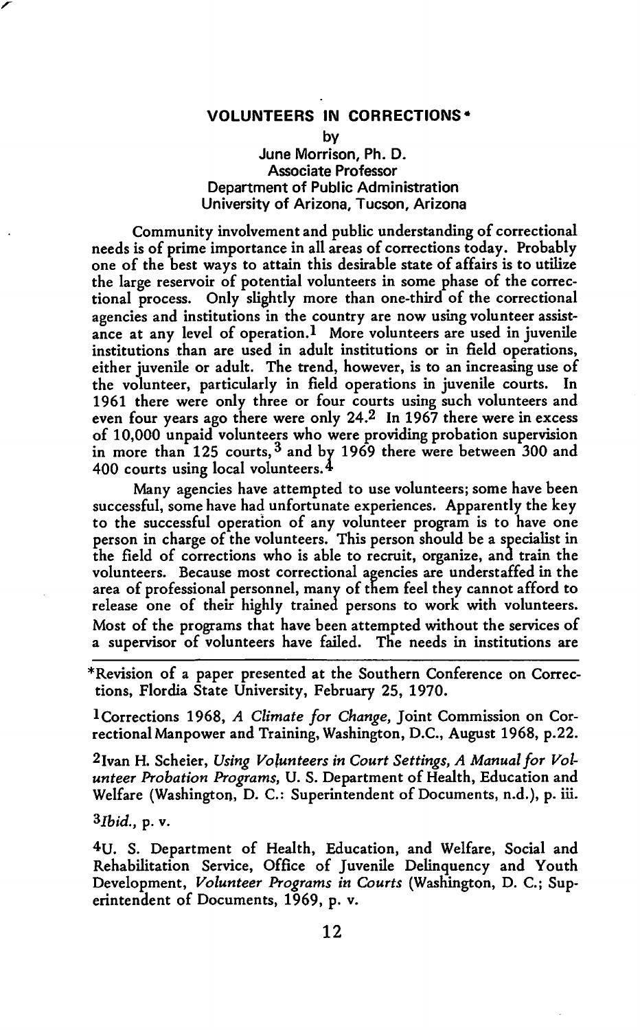# VOLUNTEERS IN CORRECTIONS*

by

June Morrison, Ph. D.
Associate Professor
Department of Public Administration
University of Arizona, Tucson, Arizona

Community involvement and public understanding of correctional needs is of prime importance in all areas of corrections today. Probably one of the best ways to attain this desirable state of affairs is to utilize the large reservoir of potential volunteers in some phase of the correctional process. Only slightly more than one-third of the correctional agencies and institutions in the country are now using volunteer assistance at any level of operation.[1] More volunteers are used in juvenile institutions than are used in adult institutions or in field operations, either juvenile or adult. The trend, however, is to an increasing use of the volunteer, particularly in field operations in juvenile courts. In 1961 there were only three or four courts using such volunteers and even four years ago there were only 24.[2] In 1967 there were in excess of 10,000 unpaid volunteers who were providing probation supervision in more than 125 courts,[3] and by 1969 there were between 300 and 400 courts using local volunteers.[4]

Many agencies have attempted to use volunteers; some have been successful, some have had unfortunate experiences. Apparently the key to the successful operation of any volunteer program is to have one person in charge of the volunteers. This person should be a specialist in the field of corrections who is able to recruit, organize, and train the volunteers. Because most correctional agencies are understaffed in the area of professional personnel, many of them feel they cannot afford to release one of their highly trained persons to work with volunteers. Most of the programs that have been attempted without the services of a supervisor of volunteers have failed. The needs in institutions are

---

*Revision of a paper presented at the Southern Conference on Corrections, Flordia State University, February 25, 1970.

[1]Corrections 1968, *A Climate for Change*, Joint Commission on Correctional Manpower and Training, Washington, D.C., August 1968, p.22.

[2]Ivan H. Scheier, *Using Volunteers in Court Settings, A Manual for Volunteer Probation Programs*, U. S. Department of Health, Education and Welfare (Washington, D. C.: Superintendent of Documents, n.d.), p. iii.

[3]*Ibid.*, p. v.

[4]U. S. Department of Health, Education, and Welfare, Social and Rehabilitation Service, Office of Juvenile Delinquency and Youth Development, *Volunteer Programs in Courts* (Washington, D. C.; Superintendent of Documents, 1969, p. v.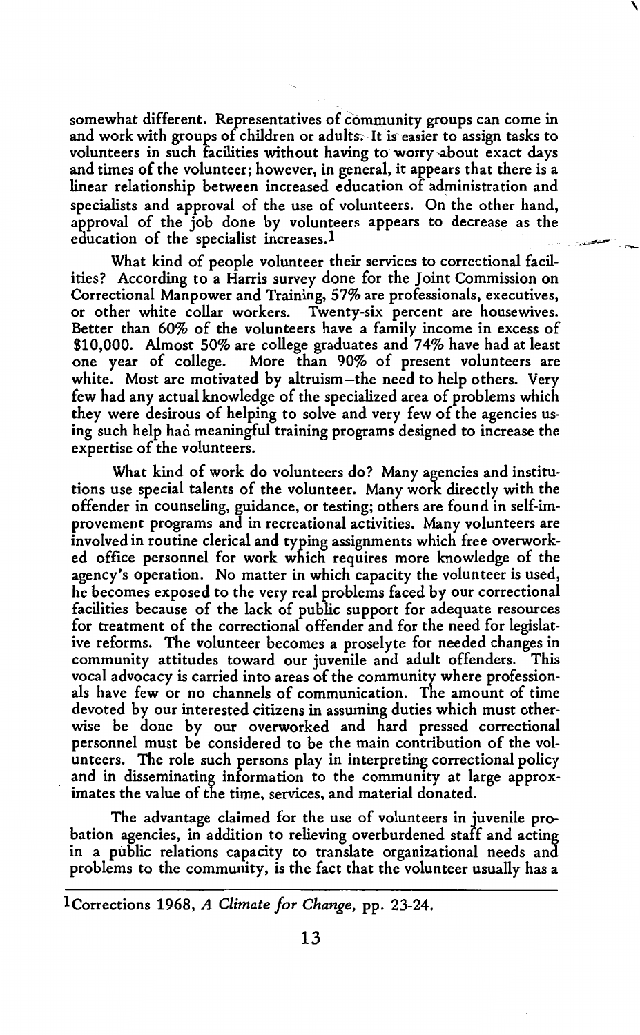somewhat different. Representatives of community groups can come in and work with groups of children or adults. It is easier to assign tasks to volunteers in such facilities without having to worry about exact days and times of the volunteer; however, in general, it appears that there is a linear relationship between increased education of administration and specialists and approval of the use of volunteers. On the other hand, approval of the job done by volunteers appears to decrease as the education of the specialist increases.[1]

What kind of people volunteer their services to correctional facilities? According to a Harris survey done for the Joint Commission on Correctional Manpower and Training, 57% are professionals, executives, or other white collar workers. Twenty-six percent are housewives. Better than 60% of the volunteers have a family income in excess of $10,000. Almost 50% are college graduates and 74% have had at least one year of college. More than 90% of present volunteers are white. Most are motivated by altruism—the need to help others. Very few had any actual knowledge of the specialized area of problems which they were desirous of helping to solve and very few of the agencies using such help had meaningful training programs designed to increase the expertise of the volunteers.

What kind of work do volunteers do? Many agencies and institutions use special talents of the volunteer. Many work directly with the offender in counseling, guidance, or testing; others are found in self-improvement programs and in recreational activities. Many volunteers are involved in routine clerical and typing assignments which free overworked office personnel for work which requires more knowledge of the agency's operation. No matter in which capacity the volunteer is used, he becomes exposed to the very real problems faced by our correctional facilities because of the lack of public support for adequate resources for treatment of the correctional offender and for the need for legislative reforms. The volunteer becomes a proselyte for needed changes in community attitudes toward our juvenile and adult offenders. This vocal advocacy is carried into areas of the community where professionals have few or no channels of communication. The amount of time devoted by our interested citizens in assuming duties which must otherwise be done by our overworked and hard pressed correctional personnel must be considered to be the main contribution of the volunteers. The role such persons play in interpreting correctional policy and in disseminating information to the community at large approximates the value of the time, services, and material donated.

The advantage claimed for the use of volunteers in juvenile probation agencies, in addition to relieving overburdened staff and acting in a public relations capacity to translate organizational needs and problems to the community, is the fact that the volunteer usually has a

---

[1] Corrections 1968, *A Climate for Change*, pp. 23-24.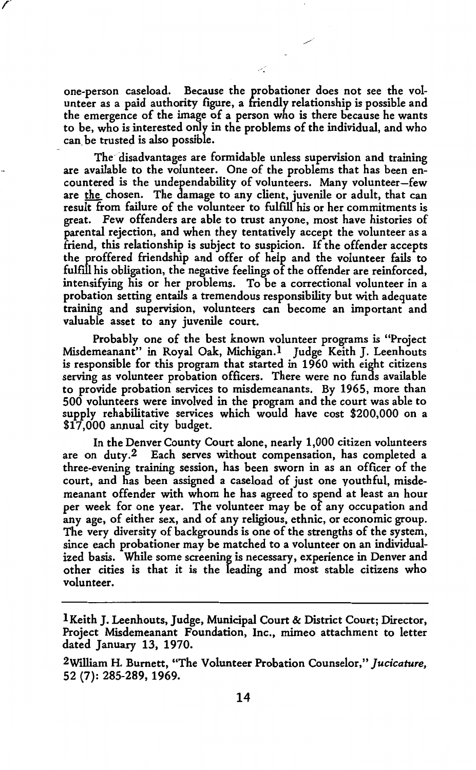one-person caseload. Because the probationer does not see the volunteer as a paid authority figure, a friendly relationship is possible and the emergence of the image of a person who is there because he wants to be, who is interested only in the problems of the individual, and who can be trusted is also possible.

The disadvantages are formidable unless supervision and training are available to the volunteer. One of the problems that has been encountered is the undependability of volunteers. Many volunteer—few are the chosen. The damage to any client, juvenile or adult, that can result from failure of the volunteer to fulfill his or her commitments is great. Few offenders are able to trust anyone, most have histories of parental rejection, and when they tentatively accept the volunteer as a friend, this relationship is subject to suspicion. If the offender accepts the proffered friendship and offer of help and the volunteer fails to fulfill his obligation, the negative feelings of the offender are reinforced, intensifying his or her problems. To be a correctional volunteer in a probation setting entails a tremendous responsibility but with adequate training and supervision, volunteers can become an important and valuable asset to any juvenile court.

Probably one of the best known volunteer programs is "Project Misdemeanant" in Royal Oak, Michigan.[1] Judge Keith J. Leenhouts is responsible for this program that started in 1960 with eight citizens serving as volunteer probation officers. There were no funds available to provide probation services to misdemeanants. By 1965, more than 500 volunteers were involved in the program and the court was able to supply rehabilitative services which would have cost $200,000 on a $17,000 annual city budget.

In the Denver County Court alone, nearly 1,000 citizen volunteers are on duty.[2] Each serves without compensation, has completed a three-evening training session, has been sworn in as an officer of the court, and has been assigned a caseload of just one youthful, misdemeanant offender with whom he has agreed to spend at least an hour per week for one year. The volunteer may be of any occupation and any age, of either sex, and of any religious, ethnic, or economic group. The very diversity of backgrounds is one of the strengths of the system, since each probationer may be matched to a volunteer on an individualized basis. While some screening is necessary, experience in Denver and other cities is that it is the leading and most stable citizens who volunteer.

---

[1] Keith J. Leenhouts, Judge, Municipal Court & District Court; Director, Project Misdemeanant Foundation, Inc., mimeo attachment to letter dated January 13, 1970.

[2] William H. Burnett, "The Volunteer Probation Counselor," *Jucicature,* 52 (7): 285-289, 1969.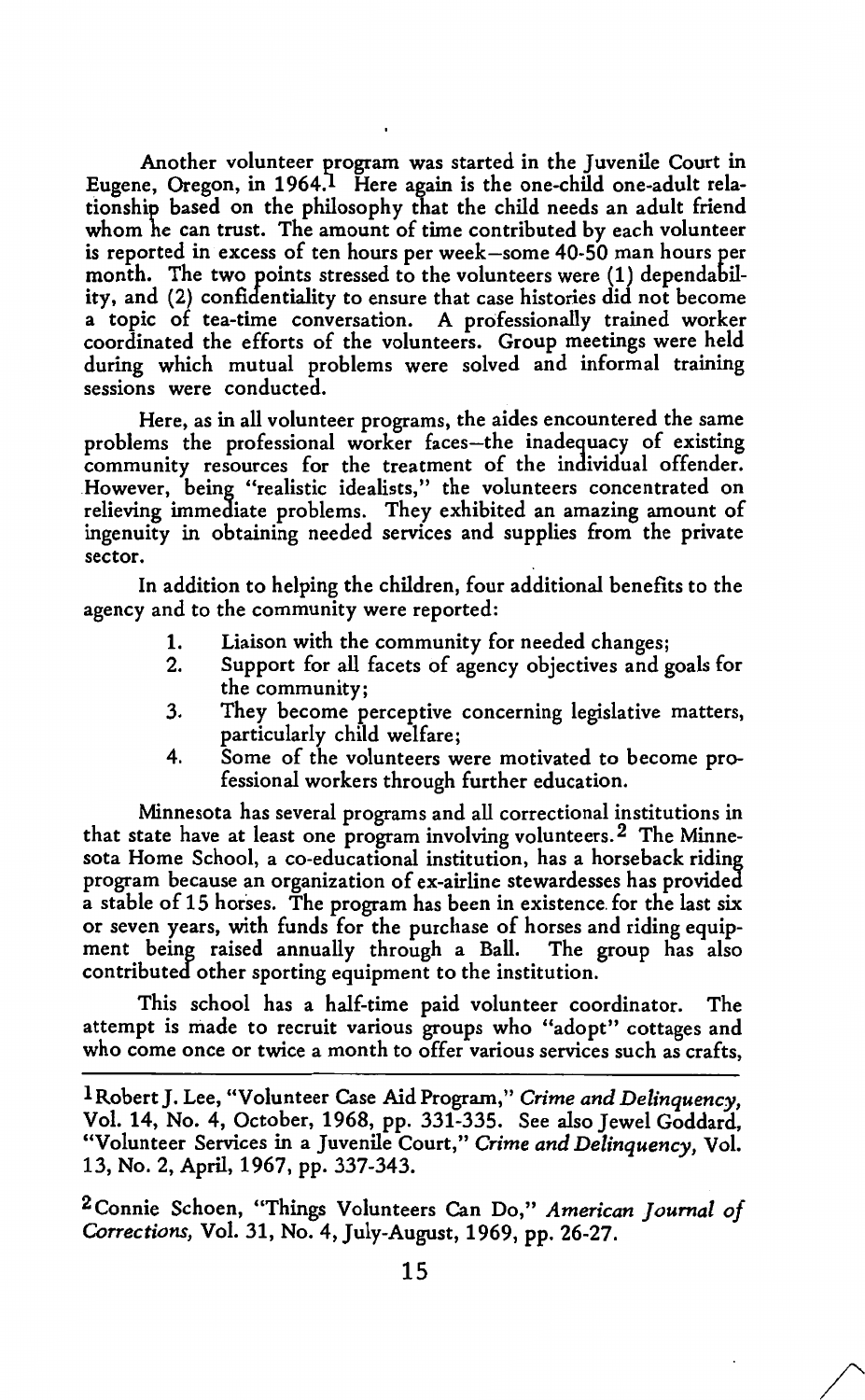Another volunteer program was started in the Juvenile Court in Eugene, Oregon, in 1964.[1] Here again is the one-child one-adult relationship based on the philosophy that the child needs an adult friend whom he can trust. The amount of time contributed by each volunteer is reported in excess of ten hours per week—some 40-50 man hours per month. The two points stressed to the volunteers were (1) dependability, and (2) confidentiality to ensure that case histories did not become a topic of tea-time conversation. A professionally trained worker coordinated the efforts of the volunteers. Group meetings were held during which mutual problems were solved and informal training sessions were conducted.

Here, as in all volunteer programs, the aides encountered the same problems the professional worker faces—the inadequacy of existing community resources for the treatment of the individual offender. However, being "realistic idealists," the volunteers concentrated on relieving immediate problems. They exhibited an amazing amount of ingenuity in obtaining needed services and supplies from the private sector.

In addition to helping the children, four additional benefits to the agency and to the community were reported:

1. Liaison with the community for needed changes;
2. Support for all facets of agency objectives and goals for the community;
3. They become perceptive concerning legislative matters, particularly child welfare;
4. Some of the volunteers were motivated to become professional workers through further education.

Minnesota has several programs and all correctional institutions in that state have at least one program involving volunteers.[2] The Minnesota Home School, a co-educational institution, has a horseback riding program because an organization of ex-airline stewardesses has provided a stable of 15 horses. The program has been in existence for the last six or seven years, with funds for the purchase of horses and riding equipment being raised annually through a Ball. The group has also contributed other sporting equipment to the institution.

This school has a half-time paid volunteer coordinator. The attempt is made to recruit various groups who "adopt" cottages and who come once or twice a month to offer various services such as crafts,

---

[1] Robert J. Lee, "Volunteer Case Aid Program," *Crime and Delinquency*, Vol. 14, No. 4, October, 1968, pp. 331-335. See also Jewel Goddard, "Volunteer Services in a Juvenile Court," *Crime and Delinquency*, Vol. 13, No. 2, April, 1967, pp. 337-343.

[2] Connie Schoen, "Things Volunteers Can Do," *American Journal of Corrections*, Vol. 31, No. 4, July-August, 1969, pp. 26-27.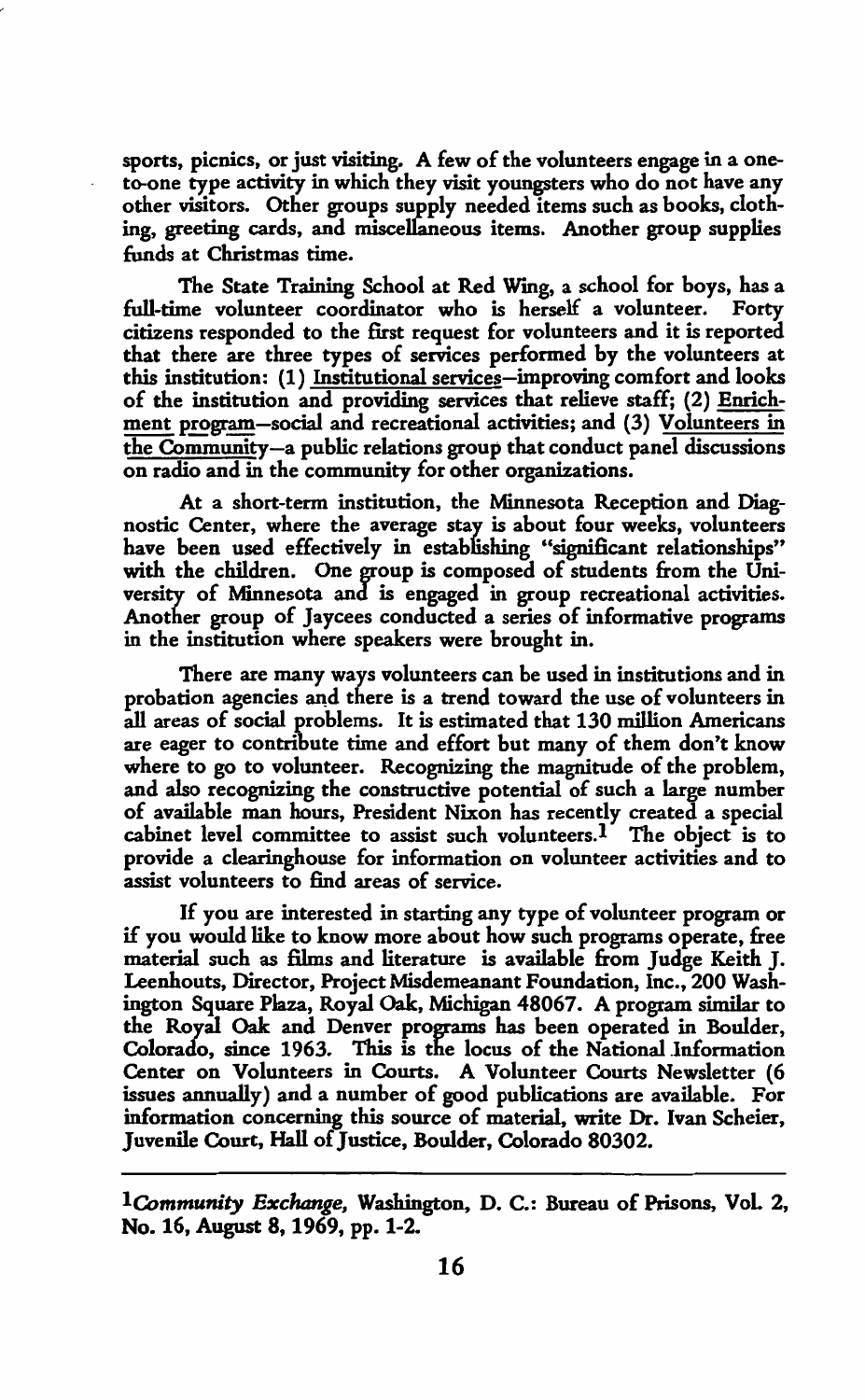sports, picnics, or just visiting. A few of the volunteers engage in a one-to-one type activity in which they visit youngsters who do not have any other visitors. Other groups supply needed items such as books, clothing, greeting cards, and miscellaneous items. Another group supplies funds at Christmas time.

The State Training School at Red Wing, a school for boys, has a full-time volunteer coordinator who is herself a volunteer. Forty citizens responded to the first request for volunteers and it is reported that there are three types of services performed by the volunteers at this institution: (1) Institutional services—improving comfort and looks of the institution and providing services that relieve staff; (2) Enrichment program—social and recreational activities; and (3) Volunteers in the Community—a public relations group that conduct panel discussions on radio and in the community for other organizations.

At a short-term institution, the Minnesota Reception and Diagnostic Center, where the average stay is about four weeks, volunteers have been used effectively in establishing "significant relationships" with the children. One group is composed of students from the University of Minnesota and is engaged in group recreational activities. Another group of Jaycees conducted a series of informative programs in the institution where speakers were brought in.

There are many ways volunteers can be used in institutions and in probation agencies and there is a trend toward the use of volunteers in all areas of social problems. It is estimated that 130 million Americans are eager to contribute time and effort but many of them don't know where to go to volunteer. Recognizing the magnitude of the problem, and also recognizing the constructive potential of such a large number of available man hours, President Nixon has recently created a special cabinet level committee to assist such volunteers.[1] The object is to provide a clearinghouse for information on volunteer activities and to assist volunteers to find areas of service.

If you are interested in starting any type of volunteer program or if you would like to know more about how such programs operate, free material such as films and literature is available from Judge Keith J. Leenhouts, Director, Project Misdemeanant Foundation, Inc., 200 Washington Square Plaza, Royal Oak, Michigan 48067. A program similar to the Royal Oak and Denver programs has been operated in Boulder, Colorado, since 1963. This is the locus of the National Information Center on Volunteers in Courts. A Volunteer Courts Newsletter (6 issues annually) and a number of good publications are available. For information concerning this source of material, write Dr. Ivan Scheier, Juvenile Court, Hall of Justice, Boulder, Colorado 80302.

---

[1] *Community Exchange*, Washington, D. C.: Bureau of Prisons, Vol. 2, No. 16, August 8, 1969, pp. 1-2.